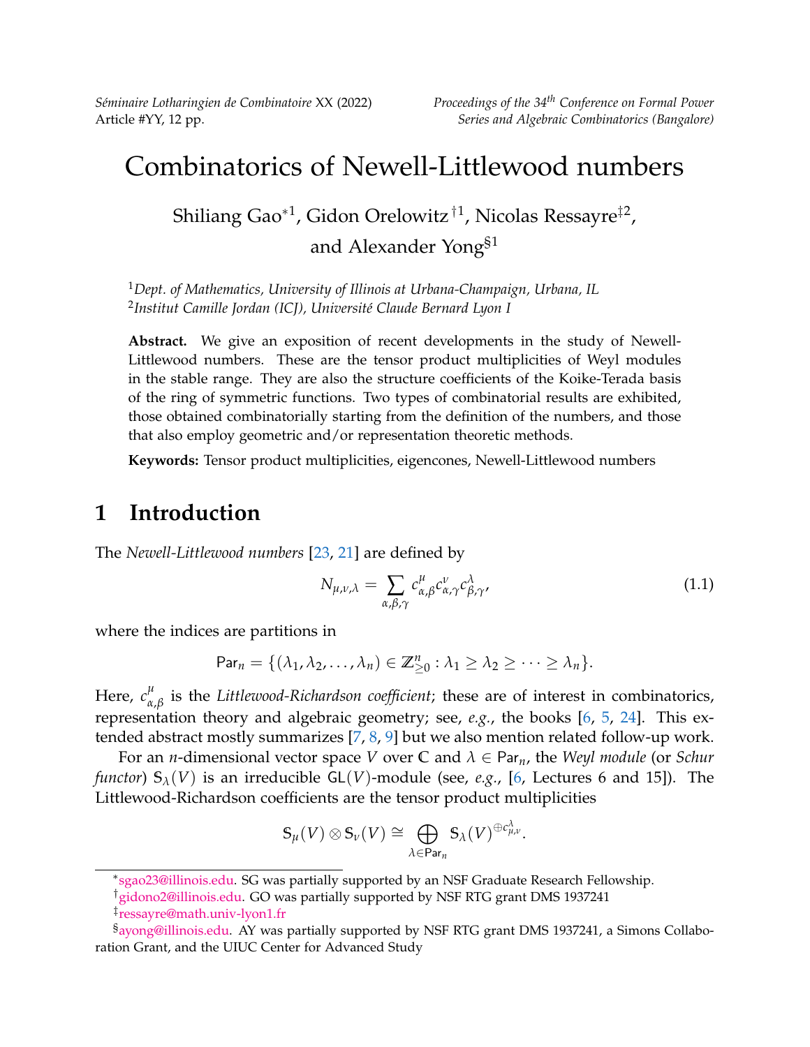# Combinatorics of Newell-Littlewood numbers

Shiliang Gao*[1], Gidon Orelowitz†[1], Nicolas Ressayre‡[2], and Alexander Yong§[1]

[1] *Dept. of Mathematics, University of Illinois at Urbana-Champaign, Urbana, IL*
[2] *Institut Camille Jordan (ICJ), Université Claude Bernard Lyon I*

**Abstract.** We give an exposition of recent developments in the study of Newell-Littlewood numbers. These are the tensor product multiplicities of Weyl modules in the stable range. They are also the structure coefficients of the Koike-Terada basis of the ring of symmetric functions. Two types of combinatorial results are exhibited, those obtained combinatorially starting from the definition of the numbers, and those that also employ geometric and/or representation theoretic methods.

**Keywords:** Tensor product multiplicities, eigencones, Newell-Littlewood numbers

## 1 Introduction

The *Newell-Littlewood numbers* [23, 21] are defined by

$$N_{\mu,\nu,\lambda} = \sum_{\alpha,\beta,\gamma} c^{\mu}_{\alpha,\beta} c^{\nu}_{\alpha,\gamma} c^{\lambda}_{\beta,\gamma}, \tag{1.1}$$

where the indices are partitions in

$$\mathsf{Par}_n = \{(\lambda_1, \lambda_2, \ldots, \lambda_n) \in \mathbb{Z}^n_{\geq 0} : \lambda_1 \geq \lambda_2 \geq \cdots \geq \lambda_n\}.$$

Here, $c^{\mu}_{\alpha,\beta}$ is the *Littlewood-Richardson coefficient*; these are of interest in combinatorics, representation theory and algebraic geometry; see, *e.g.*, the books [6, 5, 24]. This extended abstract mostly summarizes [7, 8, 9] but we also mention related follow-up work.

For an $n$-dimensional vector space $V$ over $\mathbb{C}$ and $\lambda \in \mathsf{Par}_n$, the *Weyl module* (or *Schur functor*) $\mathbb{S}_\lambda(V)$ is an irreducible $\mathsf{GL}(V)$-module (see, *e.g.*, [6, Lectures 6 and 15]). The Littlewood-Richardson coefficients are the tensor product multiplicities

$$\mathbb{S}_\mu(V) \otimes \mathbb{S}_\nu(V) \cong \bigoplus_{\lambda \in \mathsf{Par}_n} \mathbb{S}_\lambda(V)^{\oplus c^{\lambda}_{\mu,\nu}}.$$

---

*sgao23@illinois.edu. SG was partially supported by an NSF Graduate Research Fellowship.

†gidono2@illinois.edu. GO was partially supported by NSF RTG grant DMS 1937241

‡ressayre@math.univ-lyon1.fr

§ayong@illinois.edu. AY was partially supported by NSF RTG grant DMS 1937241, a Simons Collaboration Grant, and the UIUC Center for Advanced Study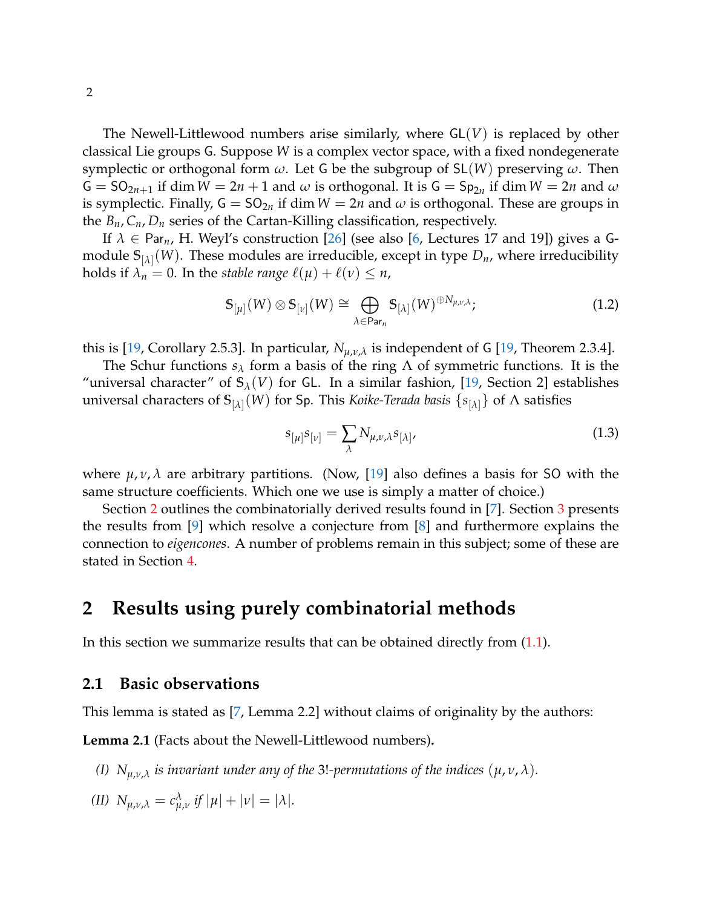The Newell-Littlewood numbers arise similarly, where $\mathsf{GL}(V)$ is replaced by other classical Lie groups $\mathsf{G}$. Suppose $W$ is a complex vector space, with a fixed nondegenerate symplectic or orthogonal form $\omega$. Let $\mathsf{G}$ be the subgroup of $\mathsf{SL}(W)$ preserving $\omega$. Then $\mathsf{G} = \mathsf{SO}_{2n+1}$ if $\dim W = 2n+1$ and $\omega$ is orthogonal. It is $\mathsf{G} = \mathsf{Sp}_{2n}$ if $\dim W = 2n$ and $\omega$ is symplectic. Finally, $\mathsf{G} = \mathsf{SO}_{2n}$ if $\dim W = 2n$ and $\omega$ is orthogonal. These are groups in the $B_n, C_n, D_n$ series of the Cartan-Killing classification, respectively.

If $\lambda \in \mathsf{Par}_n$, H. Weyl's construction [26] (see also [6, Lectures 17 and 19]) gives a $\mathsf{G}$-module $\mathbb{S}_{[\lambda]}(W)$. These modules are irreducible, except in type $D_n$, where irreducibility holds if $\lambda_n = 0$. In the *stable range* $\ell(\mu) + \ell(\nu) \leq n$,

$$\mathbb{S}_{[\mu]}(W) \otimes \mathbb{S}_{[\nu]}(W) \cong \bigoplus_{\lambda \in \mathsf{Par}_n} \mathbb{S}_{[\lambda]}(W)^{\oplus N_{\mu,\nu,\lambda}}; \tag{1.2}$$

this is [19, Corollary 2.5.3]. In particular, $N_{\mu,\nu,\lambda}$ is independent of $\mathsf{G}$ [19, Theorem 2.3.4].

The Schur functions $s_\lambda$ form a basis of the ring $\Lambda$ of symmetric functions. It is the "universal character" of $\mathbb{S}_\lambda(V)$ for $\mathsf{GL}$. In a similar fashion, [19, Section 2] establishes universal characters of $\mathbb{S}_{[\lambda]}(W)$ for $\mathsf{Sp}$. This *Koike-Terada basis* $\{s_{[\lambda]}\}$ of $\Lambda$ satisfies

$$s_{[\mu]} s_{[\nu]} = \sum_{\lambda} N_{\mu,\nu,\lambda} s_{[\lambda]}, \tag{1.3}$$

where $\mu, \nu, \lambda$ are arbitrary partitions. (Now, [19] also defines a basis for $\mathsf{SO}$ with the same structure coefficients. Which one we use is simply a matter of choice.)

Section 2 outlines the combinatorially derived results found in [7]. Section 3 presents the results from [9] which resolve a conjecture from [8] and furthermore explains the connection to *eigencones*. A number of problems remain in this subject; some of these are stated in Section 4.

## 2 Results using purely combinatorial methods

In this section we summarize results that can be obtained directly from (1.1).

### 2.1 Basic observations

This lemma is stated as [7, Lemma 2.2] without claims of originality by the authors:

**Lemma 2.1** (Facts about the Newell-Littlewood numbers)**.**

*(I)* $N_{\mu,\nu,\lambda}$ *is invariant under any of the* $3!$*-permutations of the indices* $(\mu, \nu, \lambda)$*.*

*(II)* $N_{\mu,\nu,\lambda} = c^{\lambda}_{\mu,\nu}$ *if* $|\mu| + |\nu| = |\lambda|$*.*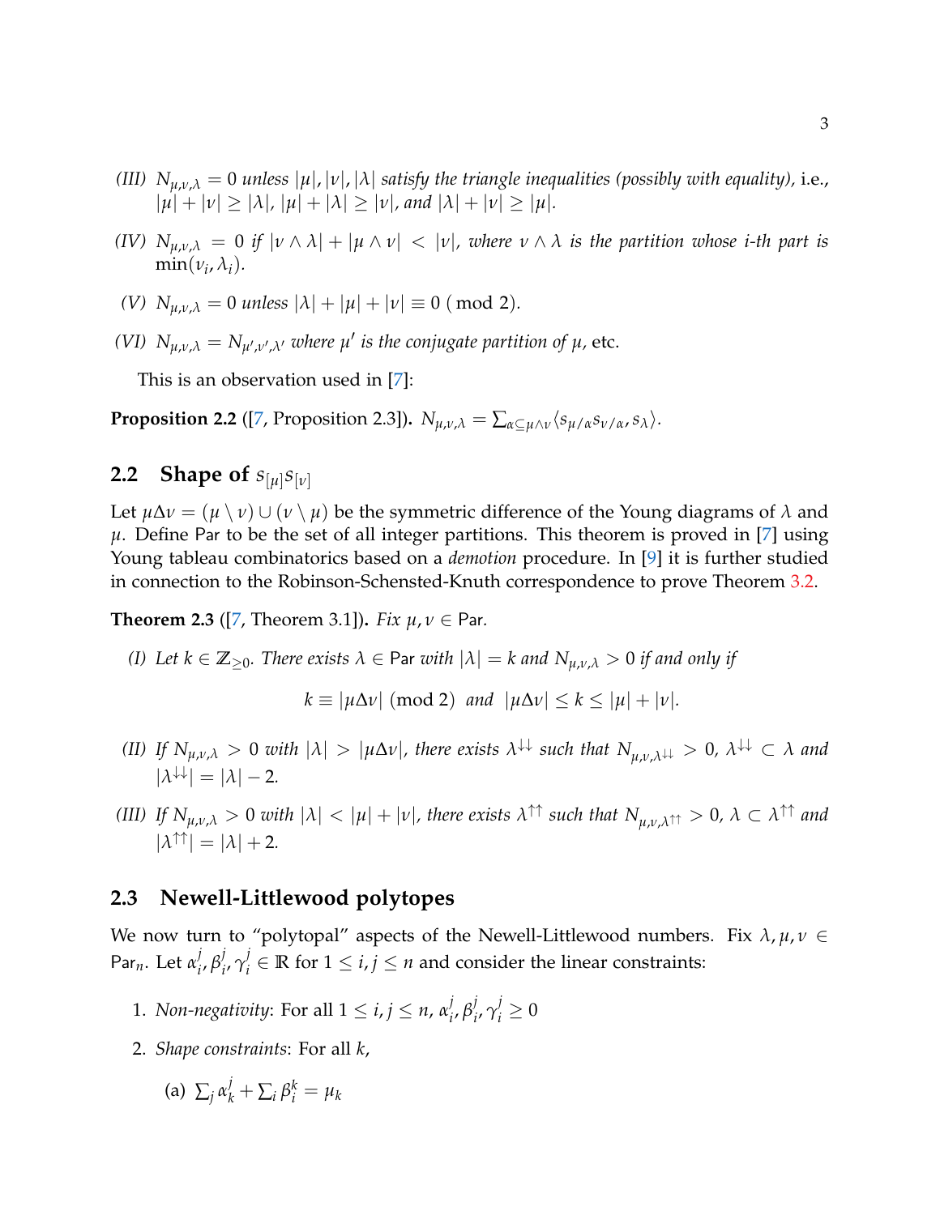*(III)* $N_{\mu,\nu,\lambda} = 0$ *unless* $|\mu|, |\nu|, |\lambda|$ *satisfy the triangle inequalities (possibly with equality),* i.e., $|\mu| + |\nu| \geq |\lambda|$, $|\mu| + |\lambda| \geq |\nu|$, *and* $|\lambda| + |\nu| \geq |\mu|$.

*(IV)* $N_{\mu,\nu,\lambda} = 0$ *if* $|\nu \wedge \lambda| + |\mu \wedge \nu| < |\nu|$, *where* $\nu \wedge \lambda$ *is the partition whose i-th part is* $\min(\nu_i, \lambda_i)$.

*(V)* $N_{\mu,\nu,\lambda} = 0$ *unless* $|\lambda| + |\mu| + |\nu| \equiv 0 \pmod 2$.

*(VI)* $N_{\mu,\nu,\lambda} = N_{\mu',\nu',\lambda'}$ *where* $\mu'$ *is the conjugate partition of* $\mu$, etc.

This is an observation used in [7]:

**Proposition 2.2** ([7, Proposition 2.3])**.** $N_{\mu,\nu,\lambda} = \sum_{\alpha \subseteq \mu \wedge \nu} \langle s_{\mu/\alpha} s_{\nu/\alpha}, s_\lambda \rangle$.

## 2.2 Shape of $s_{[\mu]} s_{[\nu]}$

Let $\mu \Delta \nu = (\mu \setminus \nu) \cup (\nu \setminus \mu)$ be the symmetric difference of the Young diagrams of $\lambda$ and $\mu$. Define Par to be the set of all integer partitions. This theorem is proved in [7] using Young tableau combinatorics based on a *demotion* procedure. In [9] it is further studied in connection to the Robinson-Schensted-Knuth correspondence to prove Theorem 3.2.

**Theorem 2.3** ([7, Theorem 3.1])**.** *Fix* $\mu, \nu \in \mathsf{Par}$.

*(I) Let* $k \in \mathbb{Z}_{\geq 0}$. *There exists* $\lambda \in \mathsf{Par}$ *with* $|\lambda| = k$ *and* $N_{\mu,\nu,\lambda} > 0$ *if and only if*

$$k \equiv |\mu \Delta \nu| \pmod 2 \quad \text{and} \quad |\mu \Delta \nu| \leq k \leq |\mu| + |\nu|.$$

*(II) If* $N_{\mu,\nu,\lambda} > 0$ *with* $|\lambda| > |\mu \Delta \nu|$, *there exists* $\lambda^{\downarrow\downarrow}$ *such that* $N_{\mu,\nu,\lambda^{\downarrow\downarrow}} > 0$, $\lambda^{\downarrow\downarrow} \subset \lambda$ *and* $|\lambda^{\downarrow\downarrow}| = |\lambda| - 2$.

*(III) If* $N_{\mu,\nu,\lambda} > 0$ *with* $|\lambda| < |\mu| + |\nu|$, *there exists* $\lambda^{\uparrow\uparrow}$ *such that* $N_{\mu,\nu,\lambda^{\uparrow\uparrow}} > 0$, $\lambda \subset \lambda^{\uparrow\uparrow}$ *and* $|\lambda^{\uparrow\uparrow}| = |\lambda| + 2$.

## 2.3 Newell-Littlewood polytopes

We now turn to "polytopal" aspects of the Newell-Littlewood numbers. Fix $\lambda, \mu, \nu \in \mathsf{Par}_n$. Let $\alpha_i^j, \beta_i^j, \gamma_i^j \in \mathbb{R}$ for $1 \leq i, j \leq n$ and consider the linear constraints:

1. *Non-negativity*: For all $1 \leq i, j \leq n$, $\alpha_i^j, \beta_i^j, \gamma_i^j \geq 0$
2. *Shape constraints*: For all $k$,

   (a) $\sum_j \alpha_k^j + \sum_i \beta_i^k = \mu_k$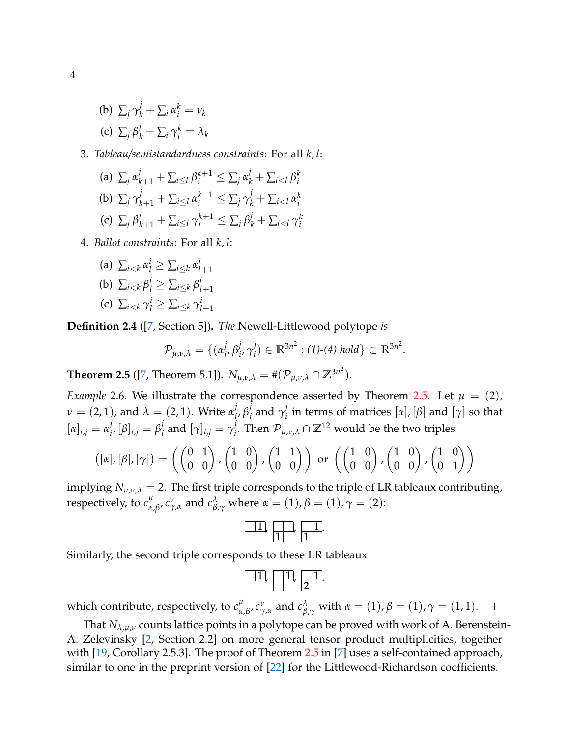(b) $\sum_j \gamma_k^j + \sum_i \alpha_i^k = \nu_k$

(c) $\sum_j \beta_k^j + \sum_i \gamma_i^k = \lambda_k$

3. *Tableau/semistandardness constraints*: For all $k, l$:

   (a) $\sum_j \alpha_{k+1}^j + \sum_{i \le l} \beta_i^{k+1} \le \sum_j \alpha_k^j + \sum_{i<l} \beta_i^k$

   (b) $\sum_j \gamma_{k+1}^j + \sum_{i \le l} \alpha_i^{k+1} \le \sum_j \gamma_k^j + \sum_{i<l} \alpha_i^k$

   (c) $\sum_j \beta_{k+1}^j + \sum_{i \le l} \gamma_i^{k+1} \le \sum_j \beta_k^j + \sum_{i<l} \gamma_i^k$

4. *Ballot constraints*: For all $k, l$:

   (a) $\sum_{i<k} \alpha_l^i \ge \sum_{i \le k} \alpha_{l+1}^i$

   (b) $\sum_{i<k} \beta_l^i \ge \sum_{i \le k} \beta_{l+1}^i$

   (c) $\sum_{i<k} \gamma_l^i \ge \sum_{i \le k} \gamma_{l+1}^i$

**Definition 2.4** **([7, Section 5]).** *The* Newell-Littlewood polytope *is*

$$\mathcal{P}_{\mu,\nu,\lambda} = \{(\alpha_i^j, \beta_i^j, \gamma_i^j) \in \mathbb{R}^{3n^2} : (1)\text{-}(4) \text{ hold}\} \subset \mathbb{R}^{3n^2}.$$

**Theorem 2.5** **([7, Theorem 5.1]).** $N_{\mu,\nu,\lambda} = \#(\mathcal{P}_{\mu,\nu,\lambda} \cap \mathbb{Z}^{3n^2})$.

*Example* 2.6. We illustrate the correspondence asserted by Theorem 2.5. Let $\mu = (2)$, $\nu = (2,1)$, and $\lambda = (2,1)$. Write $\alpha_i^j, \beta_i^j$ and $\gamma_i^j$ in terms of matrices $[\alpha], [\beta]$ and $[\gamma]$ so that $[\alpha]_{i,j} = \alpha_i^j$, $[\beta]_{i,j} = \beta_i^j$ and $[\gamma]_{i,j} = \gamma_i^j$. Then $\mathcal{P}_{\mu,\nu,\lambda} \cap \mathbb{Z}^{12}$ would be the two triples

$$([\alpha],[\beta],[\gamma]) = \left( \begin{pmatrix} 0 & 1 \\ 0 & 0 \end{pmatrix}, \begin{pmatrix} 1 & 0 \\ 0 & 0 \end{pmatrix}, \begin{pmatrix} 1 & 1 \\ 0 & 0 \end{pmatrix} \right) \text{ or } \left( \begin{pmatrix} 1 & 0 \\ 0 & 0 \end{pmatrix}, \begin{pmatrix} 1 & 0 \\ 0 & 0 \end{pmatrix}, \begin{pmatrix} 1 & 0 \\ 0 & 1 \end{pmatrix} \right)$$

implying $N_{\mu,\nu,\lambda} = 2$. The first triple corresponds to the triple of LR tableaux contributing, respectively, to $c_{\alpha,\beta}^{\mu}, c_{\gamma,\alpha}^{\nu}$ and $c_{\beta,\gamma}^{\lambda}$ where $\alpha = (1), \beta = (1), \gamma = (2)$:

$$\begin{array}{|c|c|}\hline \phantom{1} & 1 \\ \hline\end{array}\,, \quad \begin{array}{|c|c|}\hline \phantom{1} & \phantom{1} \\ \hline 1 \\ \cline{1-1}\end{array}\,, \quad \begin{array}{|c|c|}\hline \phantom{1} & 1 \\ \hline 1 \\ \cline{1-1}\end{array}\,.$$

Similarly, the second triple corresponds to these LR tableaux

$$\begin{array}{|c|c|}\hline \phantom{1} & 1 \\ \hline\end{array}\,, \quad \begin{array}{|c|c|}\hline \phantom{1} & 1 \\ \hline \phantom{1} \\ \cline{1-1}\end{array}\,, \quad \begin{array}{|c|c|}\hline \phantom{1} & 1 \\ \hline 2 \\ \cline{1-1}\end{array}\,.$$

which contribute, respectively, to $c_{\alpha,\beta}^{\mu}, c_{\gamma,\alpha}^{\nu}$ and $c_{\beta,\gamma}^{\lambda}$ with $\alpha = (1), \beta = (1), \gamma = (1,1)$. □

That $N_{\lambda,\mu,\nu}$ counts lattice points in a polytope can be proved with work of A. Berenstein-A. Zelevinsky [2, Section 2.2] on more general tensor product multiplicities, together with [19, Corollary 2.5.3]. The proof of Theorem 2.5 in [7] uses a self-contained approach, similar to one in the preprint version of [22] for the Littlewood-Richardson coefficients.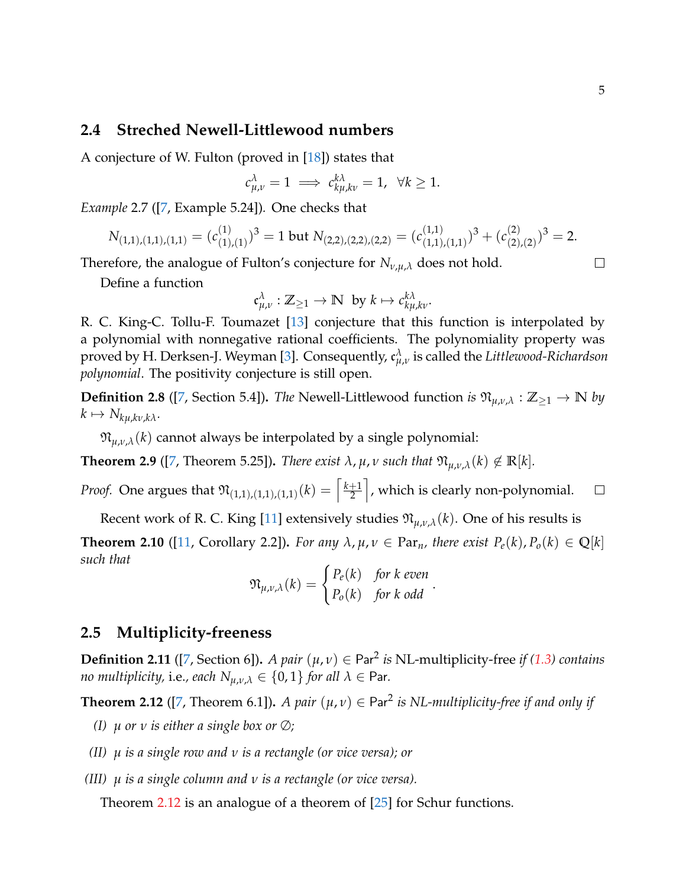## 2.4 Streched Newell-Littlewood numbers

A conjecture of W. Fulton (proved in [18]) states that

$$c_{\mu,\nu}^{\lambda} = 1 \implies c_{k\mu,k\nu}^{k\lambda} = 1, \;\; \forall k \geq 1.$$

*Example* 2.7 ([7, Example 5.24]). One checks that

$$N_{(1,1),(1,1),(1,1)} = (c_{(1),(1)}^{(1)})^3 = 1 \text{ but } N_{(2,2),(2,2),(2,2)} = (c_{(1,1),(1,1)}^{(1,1)})^3 + (c_{(2),(2)}^{(2)})^3 = 2.$$

Therefore, the analogue of Fulton's conjecture for $N_{\nu,\mu,\lambda}$ does not hold. □

Define a function

$$\mathfrak{c}_{\mu,\nu}^{\lambda} : \mathbb{Z}_{\geq 1} \to \mathbb{N} \text{ by } k \mapsto c_{k\mu,k\nu}^{k\lambda}.$$

R. C. King-C. Tollu-F. Toumazet [13] conjecture that this function is interpolated by a polynomial with nonnegative rational coefficients. The polynomiality property was proved by H. Derksen-J. Weyman [3]. Consequently, $\mathfrak{c}_{\mu,\nu}^{\lambda}$ is called the *Littlewood-Richardson polynomial*. The positivity conjecture is still open.

**Definition 2.8** ([7, Section 5.4]). *The* Newell-Littlewood function *is* $\mathfrak{N}_{\mu,\nu,\lambda} : \mathbb{Z}_{\geq 1} \to \mathbb{N}$ *by* $k \mapsto N_{k\mu,k\nu,k\lambda}$.

$\mathfrak{N}_{\mu,\nu,\lambda}(k)$ cannot always be interpolated by a single polynomial:

**Theorem 2.9** ([7, Theorem 5.25]). *There exist* $\lambda, \mu, \nu$ *such that* $\mathfrak{N}_{\mu,\nu,\lambda}(k) \notin \mathbb{R}[k]$.

*Proof.* One argues that $\mathfrak{N}_{(1,1),(1,1),(1,1)}(k) = \left\lceil \frac{k+1}{2} \right\rceil$, which is clearly non-polynomial. □

Recent work of R. C. King [11] extensively studies $\mathfrak{N}_{\mu,\nu,\lambda}(k)$. One of his results is

**Theorem 2.10** ([11, Corollary 2.2]). *For any* $\lambda, \mu, \nu \in \mathsf{Par}_n$, *there exist* $P_e(k), P_o(k) \in \mathbb{Q}[k]$ *such that*

$$\mathfrak{N}_{\mu,\nu,\lambda}(k) = \begin{cases} P_e(k) & \text{for } k \text{ even} \\ P_o(k) & \text{for } k \text{ odd} \end{cases}.$$

## 2.5 Multiplicity-freeness

**Definition 2.11** ([7, Section 6]). *A pair* $(\mu, \nu) \in \mathsf{Par}^2$ *is* NL-multiplicity-free *if (1.3) contains no multiplicity,* i.e., *each* $N_{\mu,\nu,\lambda} \in \{0, 1\}$ *for all* $\lambda \in \mathsf{Par}$.

**Theorem 2.12** ([7, Theorem 6.1]). *A pair* $(\mu, \nu) \in \mathsf{Par}^2$ *is NL-multiplicity-free if and only if*

*(I)* $\mu$ *or* $\nu$ *is either a single box or* $\varnothing$*;*

*(II)* $\mu$ *is a single row and* $\nu$ *is a rectangle (or vice versa); or*

*(III)* $\mu$ *is a single column and* $\nu$ *is a rectangle (or vice versa).*

Theorem 2.12 is an analogue of a theorem of [25] for Schur functions.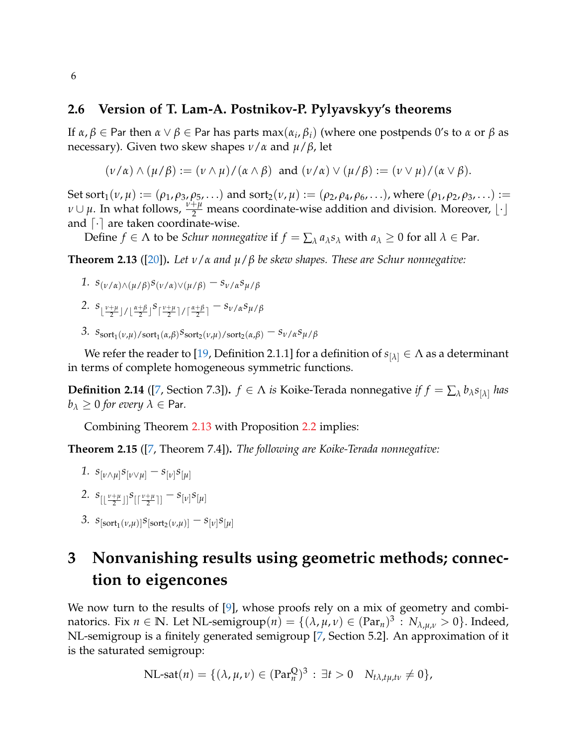### 2.6 Version of T. Lam-A. Postnikov-P. Pylyavskyy's theorems

If $\alpha, \beta \in \mathsf{Par}$ then $\alpha \vee \beta \in \mathsf{Par}$ has parts $\max(\alpha_i, \beta_i)$ (where one postpends 0's to $\alpha$ or $\beta$ as necessary). Given two skew shapes $\nu/\alpha$ and $\mu/\beta$, let

$$(\nu/\alpha) \wedge (\mu/\beta) := (\nu \wedge \mu)/(\alpha \wedge \beta) \text{ and } (\nu/\alpha) \vee (\mu/\beta) := (\nu \vee \mu)/(\alpha \vee \beta).$$

Set $\mathrm{sort}_1(\nu, \mu) := (\rho_1, \rho_3, \rho_5, \ldots)$ and $\mathrm{sort}_2(\nu, \mu) := (\rho_2, \rho_4, \rho_6, \ldots)$, where $(\rho_1, \rho_2, \rho_3, \ldots) := \nu \cup \mu$. In what follows, $\frac{\nu+\mu}{2}$ means coordinate-wise addition and division. Moreover, $\lfloor \cdot \rfloor$ and $\lceil \cdot \rceil$ are taken coordinate-wise.

Define $f \in \Lambda$ to be *Schur nonnegative* if $f = \sum_\lambda a_\lambda s_\lambda$ with $a_\lambda \geq 0$ for all $\lambda \in \mathsf{Par}$.

**Theorem 2.13** ([20]). *Let $\nu/\alpha$ and $\mu/\beta$ be skew shapes. These are Schur nonnegative:*

1. $s_{(\nu/\alpha)\wedge(\mu/\beta)} s_{(\nu/\alpha)\vee(\mu/\beta)} - s_{\nu/\alpha} s_{\mu/\beta}$
2. $s_{\lfloor \frac{\nu+\mu}{2} \rfloor / \lfloor \frac{\alpha+\beta}{2} \rfloor} s_{\lceil \frac{\nu+\mu}{2} \rceil / \lceil \frac{\alpha+\beta}{2} \rceil} - s_{\nu/\alpha} s_{\mu/\beta}$
3. $s_{\mathrm{sort}_1(\nu,\mu)/\mathrm{sort}_1(\alpha,\beta)} s_{\mathrm{sort}_2(\nu,\mu)/\mathrm{sort}_2(\alpha,\beta)} - s_{\nu/\alpha} s_{\mu/\beta}$

We refer the reader to [19, Definition 2.1.1] for a definition of $s_{[\lambda]} \in \Lambda$ as a determinant in terms of complete homogeneous symmetric functions.

**Definition 2.14** ([7, Section 7.3]). *$f \in \Lambda$ is* Koike-Terada nonnegative *if $f = \sum_\lambda b_\lambda s_{[\lambda]}$ has $b_\lambda \geq 0$ for every $\lambda \in \mathsf{Par}$.*

Combining Theorem 2.13 with Proposition 2.2 implies:

**Theorem 2.15** ([7, Theorem 7.4]). *The following are Koike-Terada nonnegative:*

1. $s_{[\nu\wedge\mu]} s_{[\nu\vee\mu]} - s_{[\nu]} s_{[\mu]}$
2. $s_{[\lfloor \frac{\nu+\mu}{2} \rfloor]} s_{[\lceil \frac{\nu+\mu}{2} \rceil]} - s_{[\nu]} s_{[\mu]}$
3. $s_{[\mathrm{sort}_1(\nu,\mu)]} s_{[\mathrm{sort}_2(\nu,\mu)]} - s_{[\nu]} s_{[\mu]}$

# 3 Nonvanishing results using geometric methods; connection to eigencones

We now turn to the results of [9], whose proofs rely on a mix of geometry and combinatorics. Fix $n \in \mathbb{N}$. Let $\text{NL-semigroup}(n) = \{(\lambda, \mu, \nu) \in (\mathrm{Par}_n)^3 : N_{\lambda,\mu,\nu} > 0\}$. Indeed, NL-semigroup is a finitely generated semigroup [7, Section 5.2]. An approximation of it is the saturated semigroup:

$$\text{NL-sat}(n) = \{(\lambda, \mu, \nu) \in (\mathrm{Par}_n^{\mathbb{Q}})^3 : \exists t > 0 \quad N_{t\lambda,t\mu,t\nu} \neq 0\},$$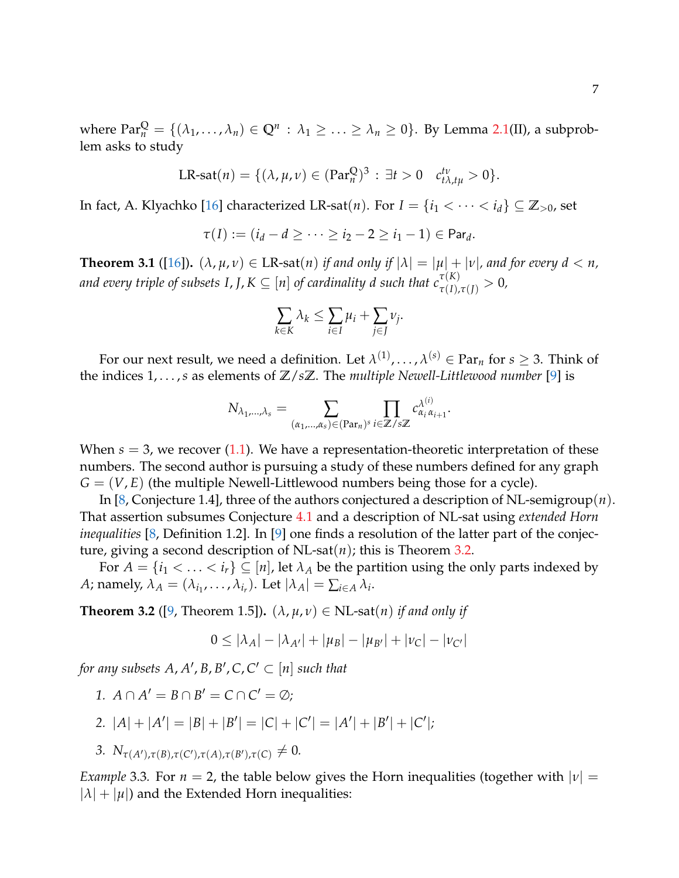where $\text{Par}_n^{\mathbb{Q}} = \{(\lambda_1, \ldots, \lambda_n) \in \mathbb{Q}^n : \lambda_1 \geq \ldots \geq \lambda_n \geq 0\}$. By Lemma 2.1(II), a subproblem asks to study

$$\text{LR-sat}(n) = \{(\lambda, \mu, \nu) \in (\text{Par}_n^{\mathbb{Q}})^3 : \exists t > 0 \quad c_{t\lambda, t\mu}^{t\nu} > 0\}.$$

In fact, A. Klyachko [16] characterized LR-sat$(n)$. For $I = \{i_1 < \cdots < i_d\} \subseteq \mathbb{Z}_{>0}$, set

$$\tau(I) := (i_d - d \geq \cdots \geq i_2 - 2 \geq i_1 - 1) \in \text{Par}_d.$$

**Theorem 3.1** ([16]). *$(\lambda, \mu, \nu) \in$ LR-sat$(n)$ if and only if $|\lambda| = |\mu| + |\nu|$, and for every $d < n$, and every triple of subsets $I, J, K \subseteq [n]$ of cardinality $d$ such that $c_{\tau(I),\tau(J)}^{\tau(K)} > 0$,*

$$\sum_{k \in K} \lambda_k \leq \sum_{i \in I} \mu_i + \sum_{j \in J} \nu_j.$$

For our next result, we need a definition. Let $\lambda^{(1)}, \ldots, \lambda^{(s)} \in \text{Par}_n$ for $s \geq 3$. Think of the indices $1, \ldots, s$ as elements of $\mathbb{Z}/s\mathbb{Z}$. The *multiple Newell-Littlewood number* [9] is

$$N_{\lambda_1, \ldots, \lambda_s} = \sum_{(\alpha_1, \ldots, \alpha_s) \in (\text{Par}_n)^s} \prod_{i \in \mathbb{Z}/s\mathbb{Z}} c_{\alpha_i \alpha_{i+1}}^{\lambda^{(i)}}.$$

When $s = 3$, we recover (1.1). We have a representation-theoretic interpretation of these numbers. The second author is pursuing a study of these numbers defined for any graph $G = (V, E)$ (the multiple Newell-Littlewood numbers being those for a cycle).

In [8, Conjecture 1.4], three of the authors conjectured a description of NL-semigroup$(n)$. That assertion subsumes Conjecture 4.1 and a description of NL-sat using *extended Horn inequalities* [8, Definition 1.2]. In [9] one finds a resolution of the latter part of the conjecture, giving a second description of NL-sat$(n)$; this is Theorem 3.2.

For $A = \{i_1 < \ldots < i_r\} \subseteq [n]$, let $\lambda_A$ be the partition using the only parts indexed by $A$; namely, $\lambda_A = (\lambda_{i_1}, \ldots, \lambda_{i_r})$. Let $|\lambda_A| = \sum_{i \in A} \lambda_i$.

**Theorem 3.2** ([9, Theorem 1.5]). *$(\lambda, \mu, \nu) \in$ NL-sat$(n)$ if and only if*

$$0 \leq |\lambda_A| - |\lambda_{A'}| + |\mu_B| - |\mu_{B'}| + |\nu_C| - |\nu_{C'}|$$

*for any subsets $A, A', B, B', C, C' \subset [n]$ such that*

1. *$A \cap A' = B \cap B' = C \cap C' = \emptyset$;*
2. *$|A| + |A'| = |B| + |B'| = |C| + |C'| = |A'| + |B'| + |C'|$;*
3. *$N_{\tau(A'),\tau(B),\tau(C'),\tau(A),\tau(B'),\tau(C)} \neq 0$.*

*Example* 3.3. For $n = 2$, the table below gives the Horn inequalities (together with $|\nu| = |\lambda| + |\mu|$) and the Extended Horn inequalities: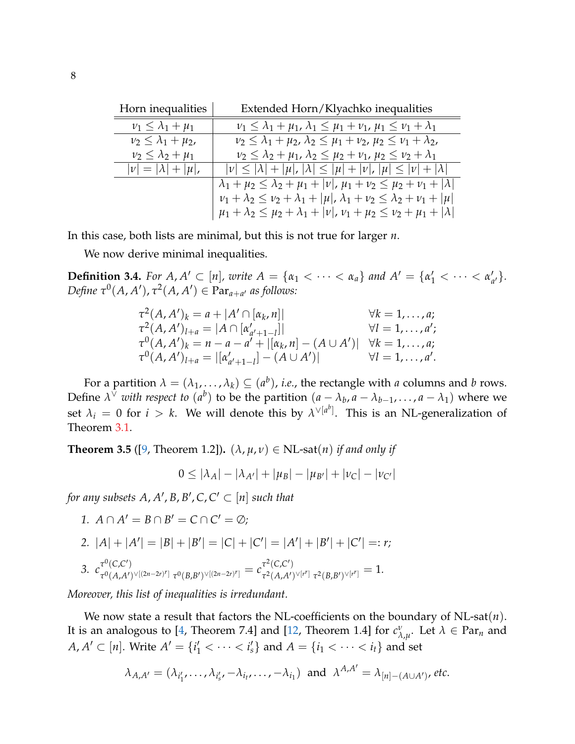| Horn inequalities | Extended Horn/Klyachko inequalities |
| --- | --- |
| $\nu_1 \leq \lambda_1 + \mu_1$ | $\nu_1 \leq \lambda_1 + \mu_1$, $\lambda_1 \leq \mu_1 + \nu_1$, $\mu_1 \leq \nu_1 + \lambda_1$ |
| $\nu_2 \leq \lambda_1 + \mu_2$, $\nu_2 \leq \lambda_2 + \mu_1$ | $\nu_2 \leq \lambda_1 + \mu_2$, $\lambda_2 \leq \mu_1 + \nu_2$, $\mu_2 \leq \nu_1 + \lambda_2$, $\nu_2 \leq \lambda_2 + \mu_1$, $\lambda_2 \leq \mu_2 + \nu_1$, $\mu_2 \leq \nu_2 + \lambda_1$ |
| $\lvert\nu\rvert = \lvert\lambda\rvert + \lvert\mu\rvert$, | $\lvert\nu\rvert \leq \lvert\lambda\rvert + \lvert\mu\rvert$, $\lvert\lambda\rvert \leq \lvert\mu\rvert + \lvert\nu\rvert$, $\lvert\mu\rvert \leq \lvert\nu\rvert + \lvert\lambda\rvert$ |
| | $\lambda_1 + \mu_2 \leq \lambda_2 + \mu_1 + \lvert\nu\rvert$, $\mu_1 + \nu_2 \leq \mu_2 + \nu_1 + \lvert\lambda\rvert$, $\nu_1 + \lambda_2 \leq \nu_2 + \lambda_1 + \lvert\mu\rvert$, $\lambda_1 + \nu_2 \leq \lambda_2 + \nu_1 + \lvert\mu\rvert$, $\mu_1 + \lambda_2 \leq \mu_2 + \lambda_1 + \lvert\nu\rvert$, $\nu_1 + \mu_2 \leq \nu_2 + \mu_1 + \lvert\lambda\rvert$ |

In this case, both lists are minimal, but this is not true for larger $n$.

We now derive minimal inequalities.

**Definition 3.4.** *For $A, A' \subset [n]$, write $A = \{\alpha_1 < \cdots < \alpha_a\}$ and $A' = \{\alpha'_1 < \cdots < \alpha'_{a'}\}$. Define $\tau^0(A, A'), \tau^2(A, A') \in \mathrm{Par}_{a+a'}$ as follows:*

$$
\begin{aligned}
\tau^2(A,A')_k &= a + |A' \cap [\alpha_k, n]| && \forall k = 1,\dots,a;\\
\tau^2(A,A')_{l+a} &= |A \cap [\alpha'_{a'+1-l}]| && \forall l = 1,\dots,a';\\
\tau^0(A,A')_k &= n - a - a' + |[\alpha_k, n] - (A \cup A')| && \forall k = 1,\dots,a;\\
\tau^0(A,A')_{l+a} &= |[\alpha'_{a'+1-l}] - (A \cup A')| && \forall l = 1,\dots,a'.
\end{aligned}
$$

For a partition $\lambda = (\lambda_1, \dots, \lambda_k) \subseteq (a^b)$, *i.e.*, the rectangle with $a$ columns and $b$ rows. Define $\lambda^\vee$ *with respect to* $(a^b)$ to be the partition $(a - \lambda_b, a - \lambda_{b-1}, \dots, a - \lambda_1)$ where we set $\lambda_i = 0$ for $i > k$. We will denote this by $\lambda^{\vee[a^b]}$. This is an NL-generalization of Theorem 3.1.

**Theorem 3.5** ([9, Theorem 1.2])**.** *$(\lambda, \mu, \nu) \in \text{NL-sat}(n)$ if and only if*

$$0 \leq |\lambda_A| - |\lambda_{A'}| + |\mu_B| - |\mu_{B'}| + |\nu_C| - |\nu_{C'}|$$

*for any subsets $A, A', B, B', C, C' \subset [n]$ such that*

1. *$A \cap A' = B \cap B' = C \cap C' = \emptyset$;*
2. *$|A| + |A'| = |B| + |B'| = |C| + |C'| = |A'| + |B'| + |C'| =: r$;*
3. *$c^{\tau^0(C,C')}_{\tau^0(A,A')^{\vee[(2n-2r)^r]}\ \tau^0(B,B')^{\vee[(2n-2r)^r]}} = c^{\tau^2(C,C')}_{\tau^2(A,A')^{\vee[r^r]}\ \tau^2(B,B')^{\vee[r^r]}} = 1.$*

*Moreover, this list of inequalities is irredundant.*

We now state a result that factors the NL-coefficients on the boundary of NL-sat($n$). It is an analogous to [4, Theorem 7.4] and [12, Theorem 1.4] for $c^\nu_{\lambda,\mu}$. Let $\lambda \in \mathrm{Par}_n$ and $A, A' \subset [n]$. Write $A' = \{i'_1 < \cdots < i'_s\}$ and $A = \{i_1 < \cdots < i_t\}$ and set

$$\lambda_{A,A'} = (\lambda_{i'_1}, \dots, \lambda_{i'_s}, -\lambda_{i_t}, \dots, -\lambda_{i_1}) \text{ and } \lambda^{A,A'} = \lambda_{[n]-(A\cup A')}, \textit{etc.}$$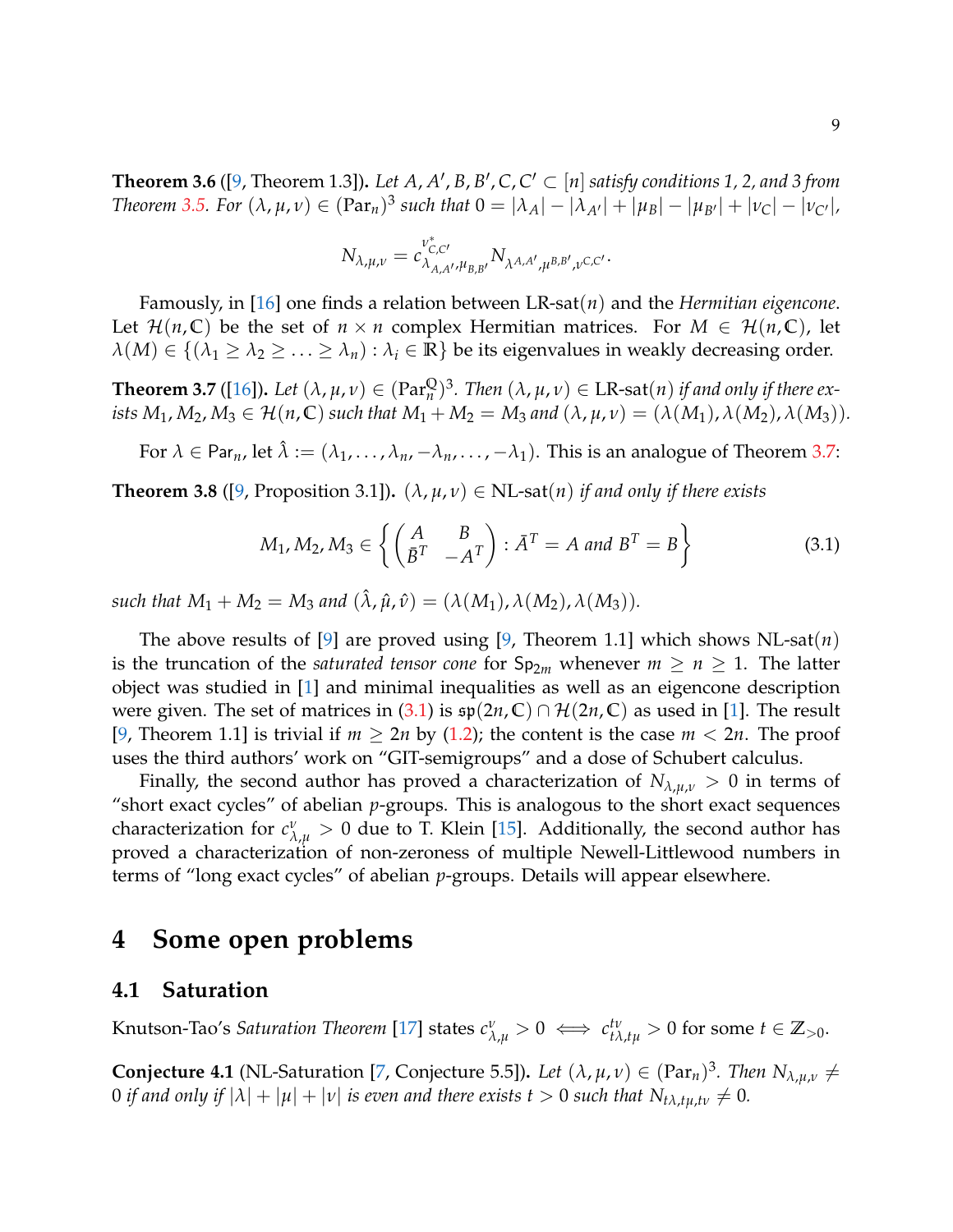**Theorem 3.6** ([9, Theorem 1.3]). *Let $A, A', B, B', C, C' \subset [n]$ satisfy conditions 1, 2, and 3 from Theorem 3.5. For $(\lambda, \mu, \nu) \in (\mathrm{Par}_n)^3$ such that $0 = |\lambda_A| - |\lambda_{A'}| + |\mu_B| - |\mu_{B'}| + |\nu_C| - |\nu_{C'}|$,*

$$N_{\lambda,\mu,\nu} = c^{\nu^*_{C,C'}}_{\lambda_{A,A'},\mu_{B,B'}} N_{\lambda^{A,A'},\mu^{B,B'},\nu^{C,C'}}.$$

Famously, in [16] one finds a relation between LR-sat$(n)$ and the *Hermitian eigencone*. Let $\mathcal{H}(n, \mathbb{C})$ be the set of $n \times n$ complex Hermitian matrices. For $M \in \mathcal{H}(n, \mathbb{C})$, let $\lambda(M) \in \{(\lambda_1 \geq \lambda_2 \geq \ldots \geq \lambda_n) : \lambda_i \in \mathbb{R}\}$ be its eigenvalues in weakly decreasing order.

**Theorem 3.7** ([16]). *Let $(\lambda, \mu, \nu) \in (\mathrm{Par}_n^{\mathbb{Q}})^3$. Then $(\lambda, \mu, \nu) \in$ LR-sat$(n)$ if and only if there exists $M_1, M_2, M_3 \in \mathcal{H}(n, \mathbb{C})$ such that $M_1 + M_2 = M_3$ and $(\lambda, \mu, \nu) = (\lambda(M_1), \lambda(M_2), \lambda(M_3))$.*

For $\lambda \in \mathrm{Par}_n$, let $\hat{\lambda} := (\lambda_1, \ldots, \lambda_n, -\lambda_n, \ldots, -\lambda_1)$. This is an analogue of Theorem 3.7:

**Theorem 3.8** ([9, Proposition 3.1]). *$(\lambda, \mu, \nu) \in$ NL-sat$(n)$ if and only if there exists*

$$M_1, M_2, M_3 \in \left\{ \begin{pmatrix} A & B \\ \bar{B}^T & -A^T \end{pmatrix} : \bar{A}^T = A \text{ and } B^T = B \right\} \tag{3.1}$$

*such that $M_1 + M_2 = M_3$ and $(\hat{\lambda}, \hat{\mu}, \hat{\nu}) = (\lambda(M_1), \lambda(M_2), \lambda(M_3))$.*

The above results of [9] are proved using [9, Theorem 1.1] which shows NL-sat$(n)$ is the truncation of the *saturated tensor cone* for $\mathsf{Sp}_{2m}$ whenever $m \geq n \geq 1$. The latter object was studied in [1] and minimal inequalities as well as an eigencone description were given. The set of matrices in (3.1) is $\mathfrak{sp}(2n, \mathbb{C}) \cap \mathcal{H}(2n, \mathbb{C})$ as used in [1]. The result [9, Theorem 1.1] is trivial if $m \geq 2n$ by (1.2); the content is the case $m < 2n$. The proof uses the third authors' work on "GIT-semigroups" and a dose of Schubert calculus.

Finally, the second author has proved a characterization of $N_{\lambda,\mu,\nu} > 0$ in terms of "short exact cycles" of abelian $p$-groups. This is analogous to the short exact sequences characterization for $c^{\nu}_{\lambda,\mu} > 0$ due to T. Klein [15]. Additionally, the second author has proved a characterization of non-zeroness of multiple Newell-Littlewood numbers in terms of "long exact cycles" of abelian $p$-groups. Details will appear elsewhere.

# 4 Some open problems

## 4.1 Saturation

Knutson-Tao's *Saturation Theorem* [17] states $c^{\nu}_{\lambda,\mu} > 0 \iff c^{t\nu}_{t\lambda,t\mu} > 0$ for some $t \in \mathbb{Z}_{>0}$.

**Conjecture 4.1** (NL-Saturation [7, Conjecture 5.5]). *Let $(\lambda, \mu, \nu) \in (\mathrm{Par}_n)^3$. Then $N_{\lambda,\mu,\nu} \neq 0$ if and only if $|\lambda| + |\mu| + |\nu|$ is even and there exists $t > 0$ such that $N_{t\lambda,t\mu,t\nu} \neq 0$.*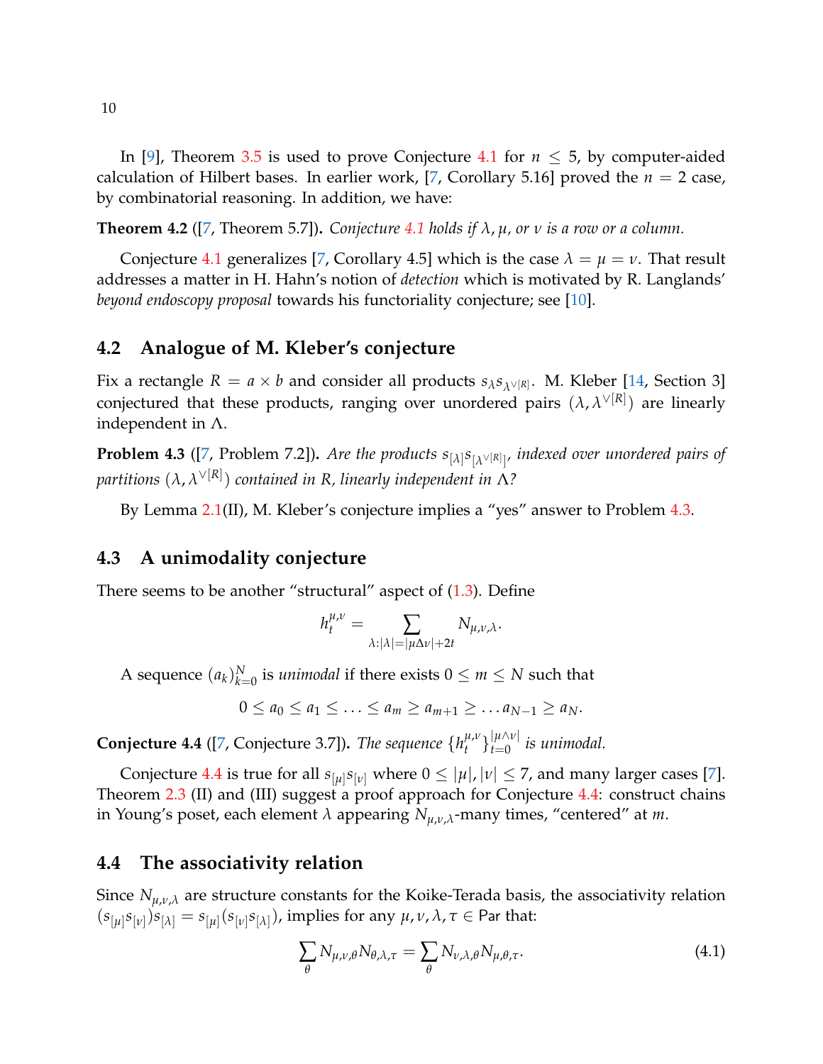In [9], Theorem 3.5 is used to prove Conjecture 4.1 for $n \leq 5$, by computer-aided calculation of Hilbert bases. In earlier work, [7, Corollary 5.16] proved the $n = 2$ case, by combinatorial reasoning. In addition, we have:

**Theorem 4.2** ([7, Theorem 5.7])**.** *Conjecture 4.1 holds if $\lambda, \mu$, or $\nu$ is a row or a column.*

Conjecture 4.1 generalizes [7, Corollary 4.5] which is the case $\lambda = \mu = \nu$. That result addresses a matter in H. Hahn's notion of *detection* which is motivated by R. Langlands' *beyond endoscopy proposal* towards his functoriality conjecture; see [10].

## 4.2 Analogue of M. Kleber's conjecture

Fix a rectangle $R = a \times b$ and consider all products $s_\lambda s_{\lambda^{\vee[R]}}$. M. Kleber [14, Section 3] conjectured that these products, ranging over unordered pairs $(\lambda, \lambda^{\vee[R]})$ are linearly independent in $\Lambda$.

**Problem 4.3** ([7, Problem 7.2])**.** *Are the products $s_{[\lambda]} s_{[\lambda^{\vee[R]}]}$, indexed over unordered pairs of partitions $(\lambda, \lambda^{\vee[R]})$ contained in $R$, linearly independent in $\Lambda$?*

By Lemma 2.1(II), M. Kleber's conjecture implies a "yes" answer to Problem 4.3.

## 4.3 A unimodality conjecture

There seems to be another "structural" aspect of (1.3). Define

$$h_t^{\mu,\nu} = \sum_{\lambda : |\lambda| = |\mu \Delta \nu| + 2t} N_{\mu,\nu,\lambda}.$$

A sequence $(a_k)_{k=0}^N$ is *unimodal* if there exists $0 \leq m \leq N$ such that

$$0 \leq a_0 \leq a_1 \leq \ldots \leq a_m \geq a_{m+1} \geq \ldots a_{N-1} \geq a_N.$$

**Conjecture 4.4** ([7, Conjecture 3.7])**.** *The sequence $\{h_t^{\mu,\nu}\}_{t=0}^{|\mu \wedge \nu|}$ is unimodal.*

Conjecture 4.4 is true for all $s_{[\mu]} s_{[\nu]}$ where $0 \leq |\mu|, |\nu| \leq 7$, and many larger cases [7]. Theorem 2.3 (II) and (III) suggest a proof approach for Conjecture 4.4: construct chains in Young's poset, each element $\lambda$ appearing $N_{\mu,\nu,\lambda}$-many times, "centered" at $m$.

## 4.4 The associativity relation

Since $N_{\mu,\nu,\lambda}$ are structure constants for the Koike-Terada basis, the associativity relation $(s_{[\mu]} s_{[\nu]}) s_{[\lambda]} = s_{[\mu]} (s_{[\nu]} s_{[\lambda]})$, implies for any $\mu, \nu, \lambda, \tau \in \mathsf{Par}$ that:

$$\sum_\theta N_{\mu,\nu,\theta} N_{\theta,\lambda,\tau} = \sum_\theta N_{\nu,\lambda,\theta} N_{\mu,\theta,\tau}. \tag{4.1}$$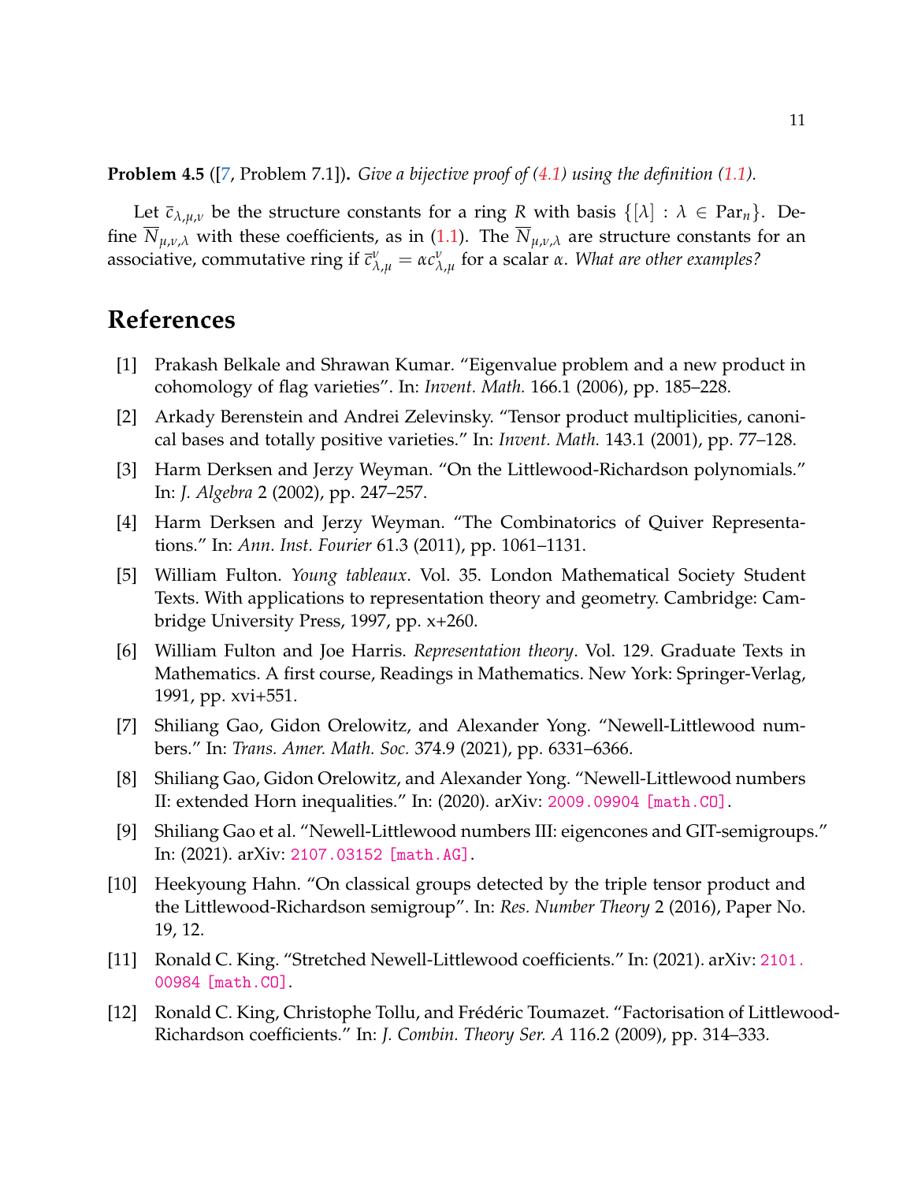**Problem 4.5** ([7, Problem 7.1]). *Give a bijective proof of (4.1) using the definition (1.1).*

Let $\bar{c}_{\lambda,\mu,\nu}$ be the structure constants for a ring $R$ with basis $\{[\lambda] : \lambda \in \mathrm{Par}_n\}$. Define $\overline{N}_{\mu,\nu,\lambda}$ with these coefficients, as in (1.1). The $\overline{N}_{\mu,\nu,\lambda}$ are structure constants for an associative, commutative ring if $\bar{c}^{\nu}_{\lambda,\mu} = \alpha c^{\nu}_{\lambda,\mu}$ for a scalar $\alpha$. *What are other examples?*

## References

[1] Prakash Belkale and Shrawan Kumar. "Eigenvalue problem and a new product in cohomology of flag varieties". In: *Invent. Math.* 166.1 (2006), pp. 185–228.

[2] Arkady Berenstein and Andrei Zelevinsky. "Tensor product multiplicities, canonical bases and totally positive varieties." In: *Invent. Math.* 143.1 (2001), pp. 77–128.

[3] Harm Derksen and Jerzy Weyman. "On the Littlewood-Richardson polynomials." In: *J. Algebra* 2 (2002), pp. 247–257.

[4] Harm Derksen and Jerzy Weyman. "The Combinatorics of Quiver Representations." In: *Ann. Inst. Fourier* 61.3 (2011), pp. 1061–1131.

[5] William Fulton. *Young tableaux*. Vol. 35. London Mathematical Society Student Texts. With applications to representation theory and geometry. Cambridge: Cambridge University Press, 1997, pp. x+260.

[6] William Fulton and Joe Harris. *Representation theory*. Vol. 129. Graduate Texts in Mathematics. A first course, Readings in Mathematics. New York: Springer-Verlag, 1991, pp. xvi+551.

[7] Shiliang Gao, Gidon Orelowitz, and Alexander Yong. "Newell-Littlewood numbers." In: *Trans. Amer. Math. Soc.* 374.9 (2021), pp. 6331–6366.

[8] Shiliang Gao, Gidon Orelowitz, and Alexander Yong. "Newell-Littlewood numbers II: extended Horn inequalities." In: (2020). arXiv: 2009.09904 [math.CO].

[9] Shiliang Gao et al. "Newell-Littlewood numbers III: eigencones and GIT-semigroups." In: (2021). arXiv: 2107.03152 [math.AG].

[10] Heekyoung Hahn. "On classical groups detected by the triple tensor product and the Littlewood-Richardson semigroup". In: *Res. Number Theory* 2 (2016), Paper No. 19, 12.

[11] Ronald C. King. "Stretched Newell-Littlewood coefficients." In: (2021). arXiv: 2101.00984 [math.CO].

[12] Ronald C. King, Christophe Tollu, and Frédéric Toumazet. "Factorisation of Littlewood-Richardson coefficients." In: *J. Combin. Theory Ser. A* 116.2 (2009), pp. 314–333.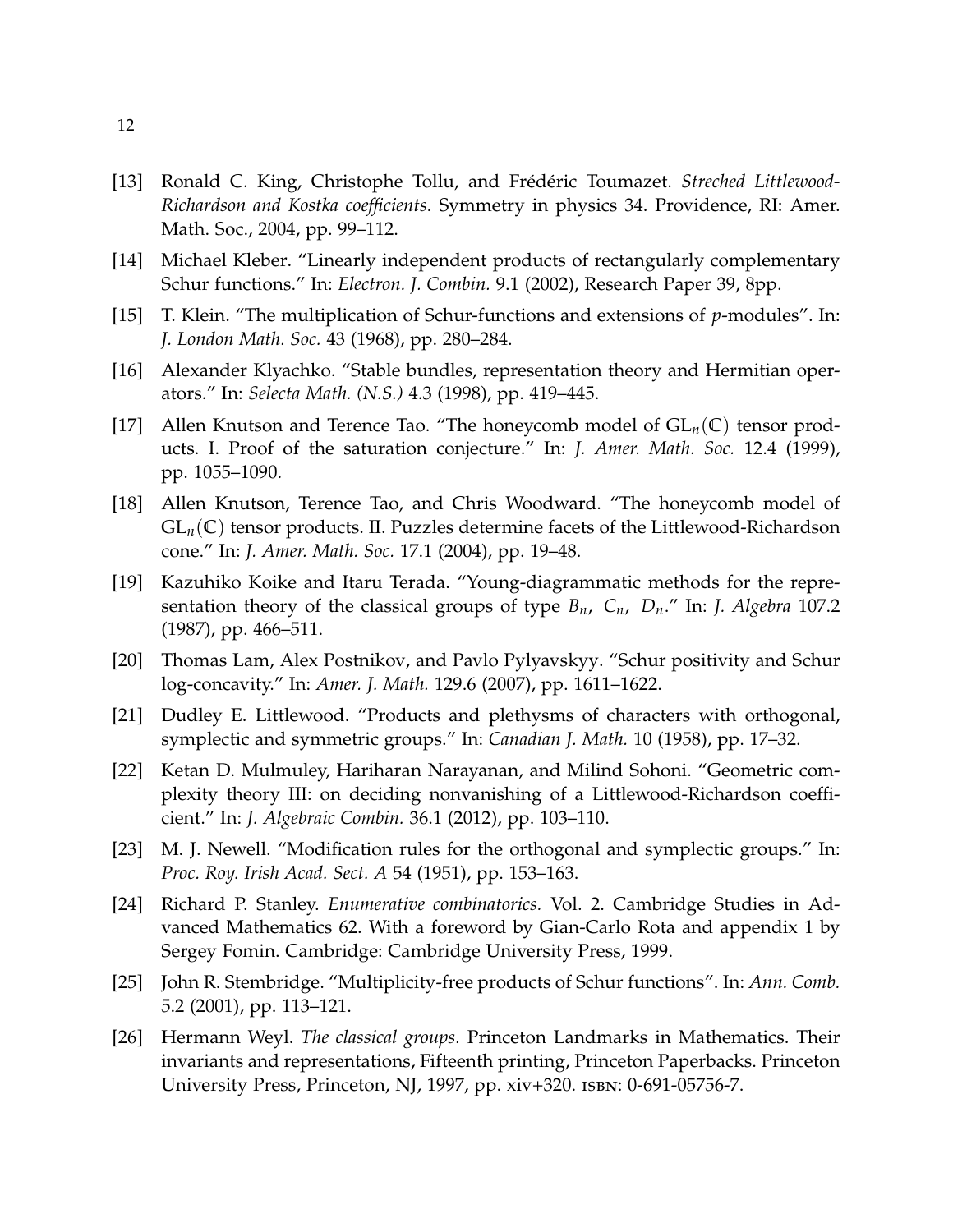- [13] Ronald C. King, Christophe Tollu, and Frédéric Toumazet. *Streched Littlewood-Richardson and Kostka coefficients.* Symmetry in physics 34. Providence, RI: Amer. Math. Soc., 2004, pp. 99–112.
- [14] Michael Kleber. "Linearly independent products of rectangularly complementary Schur functions." In: *Electron. J. Combin.* 9.1 (2002), Research Paper 39, 8pp.
- [15] T. Klein. "The multiplication of Schur-functions and extensions of $p$-modules". In: *J. London Math. Soc.* 43 (1968), pp. 280–284.
- [16] Alexander Klyachko. "Stable bundles, representation theory and Hermitian operators." In: *Selecta Math. (N.S.)* 4.3 (1998), pp. 419–445.
- [17] Allen Knutson and Terence Tao. "The honeycomb model of $\mathrm{GL}_n(\mathbb{C})$ tensor products. I. Proof of the saturation conjecture." In: *J. Amer. Math. Soc.* 12.4 (1999), pp. 1055–1090.
- [18] Allen Knutson, Terence Tao, and Chris Woodward. "The honeycomb model of $\mathrm{GL}_n(\mathbb{C})$ tensor products. II. Puzzles determine facets of the Littlewood-Richardson cone." In: *J. Amer. Math. Soc.* 17.1 (2004), pp. 19–48.
- [19] Kazuhiko Koike and Itaru Terada. "Young-diagrammatic methods for the representation theory of the classical groups of type $B_n$, $C_n$, $D_n$." In: *J. Algebra* 107.2 (1987), pp. 466–511.
- [20] Thomas Lam, Alex Postnikov, and Pavlo Pylyavskyy. "Schur positivity and Schur log-concavity." In: *Amer. J. Math.* 129.6 (2007), pp. 1611–1622.
- [21] Dudley E. Littlewood. "Products and plethysms of characters with orthogonal, symplectic and symmetric groups." In: *Canadian J. Math.* 10 (1958), pp. 17–32.
- [22] Ketan D. Mulmuley, Hariharan Narayanan, and Milind Sohoni. "Geometric complexity theory III: on deciding nonvanishing of a Littlewood-Richardson coefficient." In: *J. Algebraic Combin.* 36.1 (2012), pp. 103–110.
- [23] M. J. Newell. "Modification rules for the orthogonal and symplectic groups." In: *Proc. Roy. Irish Acad. Sect. A* 54 (1951), pp. 153–163.
- [24] Richard P. Stanley. *Enumerative combinatorics.* Vol. 2. Cambridge Studies in Advanced Mathematics 62. With a foreword by Gian-Carlo Rota and appendix 1 by Sergey Fomin. Cambridge: Cambridge University Press, 1999.
- [25] John R. Stembridge. "Multiplicity-free products of Schur functions". In: *Ann. Comb.* 5.2 (2001), pp. 113–121.
- [26] Hermann Weyl. *The classical groups.* Princeton Landmarks in Mathematics. Their invariants and representations, Fifteenth printing, Princeton Paperbacks. Princeton University Press, Princeton, NJ, 1997, pp. xiv+320. ISBN: 0-691-05756-7.